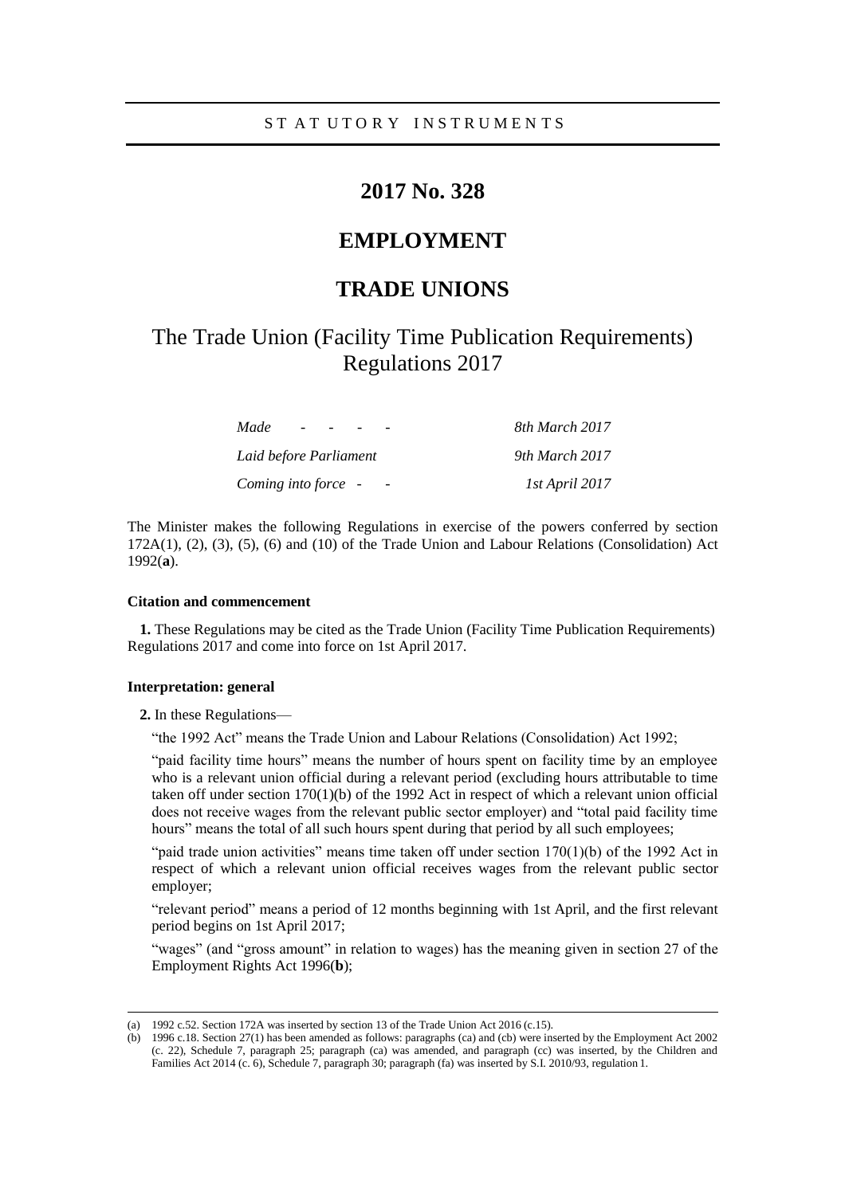STATUTORY INSTRUMENTS

# 2017 No. 328

## EMPLOYMENT

## TRADE UNIONS

## The Trade Union (Facility Time Publication Requirements) Regulations 2017

| | |
|---|---|
| *Made - - - -* | *8th March 2017* |
| *Laid before Parliament* | *9th March 2017* |
| *Coming into force - -* | *1st April 2017* |

The Minister makes the following Regulations in exercise of the powers conferred by section 172A(1), (2), (3), (5), (6) and (10) of the Trade Union and Labour Relations (Consolidation) Act 1992(**a**).

### Citation and commencement

**1.** These Regulations may be cited as the Trade Union (Facility Time Publication Requirements) Regulations 2017 and come into force on 1st April 2017.

### Interpretation: general

**2.** In these Regulations—

"the 1992 Act" means the Trade Union and Labour Relations (Consolidation) Act 1992;

"paid facility time hours" means the number of hours spent on facility time by an employee who is a relevant union official during a relevant period (excluding hours attributable to time taken off under section 170(1)(b) of the 1992 Act in respect of which a relevant union official does not receive wages from the relevant public sector employer) and "total paid facility time hours" means the total of all such hours spent during that period by all such employees;

"paid trade union activities" means time taken off under section 170(1)(b) of the 1992 Act in respect of which a relevant union official receives wages from the relevant public sector employer;

"relevant period" means a period of 12 months beginning with 1st April, and the first relevant period begins on 1st April 2017;

"wages" (and "gross amount" in relation to wages) has the meaning given in section 27 of the Employment Rights Act 1996(**b**);

---

(a) 1992 c.52. Section 172A was inserted by section 13 of the Trade Union Act 2016 (c.15).

(b) 1996 c.18. Section 27(1) has been amended as follows: paragraphs (ca) and (cb) were inserted by the Employment Act 2002 (c. 22), Schedule 7, paragraph 25; paragraph (ca) was amended, and paragraph (cc) was inserted, by the Children and Families Act 2014 (c. 6), Schedule 7, paragraph 30; paragraph (fa) was inserted by S.I. 2010/93, regulation 1.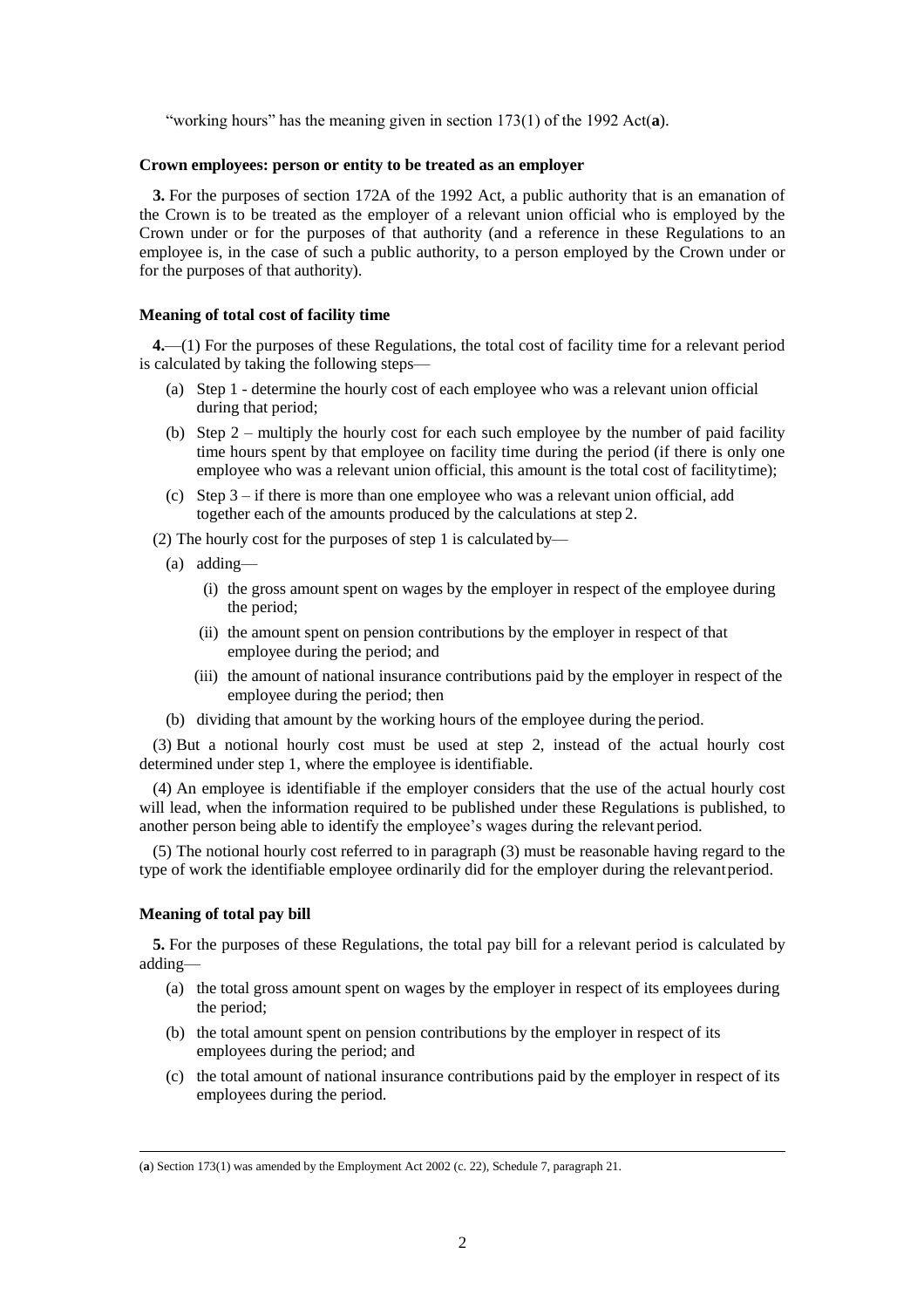"working hours" has the meaning given in section 173(1) of the 1992 Act(**a**).

**Crown employees: person or entity to be treated as an employer**

**3.** For the purposes of section 172A of the 1992 Act, a public authority that is an emanation of the Crown is to be treated as the employer of a relevant union official who is employed by the Crown under or for the purposes of that authority (and a reference in these Regulations to an employee is, in the case of such a public authority, to a person employed by the Crown under or for the purposes of that authority).

**Meaning of total cost of facility time**

**4.**—(1) For the purposes of these Regulations, the total cost of facility time for a relevant period is calculated by taking the following steps—

- (a) Step 1 - determine the hourly cost of each employee who was a relevant union official during that period;
- (b) Step 2 – multiply the hourly cost for each such employee by the number of paid facility time hours spent by that employee on facility time during the period (if there is only one employee who was a relevant union official, this amount is the total cost of facility time);
- (c) Step 3 – if there is more than one employee who was a relevant union official, add together each of the amounts produced by the calculations at step 2.

(2) The hourly cost for the purposes of step 1 is calculated by—

- (a) adding—
  - (i) the gross amount spent on wages by the employer in respect of the employee during the period;
  - (ii) the amount spent on pension contributions by the employer in respect of that employee during the period; and
  - (iii) the amount of national insurance contributions paid by the employer in respect of the employee during the period; then
- (b) dividing that amount by the working hours of the employee during the period.

(3) But a notional hourly cost must be used at step 2, instead of the actual hourly cost determined under step 1, where the employee is identifiable.

(4) An employee is identifiable if the employer considers that the use of the actual hourly cost will lead, when the information required to be published under these Regulations is published, to another person being able to identify the employee's wages during the relevant period.

(5) The notional hourly cost referred to in paragraph (3) must be reasonable having regard to the type of work the identifiable employee ordinarily did for the employer during the relevant period.

**Meaning of total pay bill**

**5.** For the purposes of these Regulations, the total pay bill for a relevant period is calculated by adding—

- (a) the total gross amount spent on wages by the employer in respect of its employees during the period;
- (b) the total amount spent on pension contributions by the employer in respect of its employees during the period; and
- (c) the total amount of national insurance contributions paid by the employer in respect of its employees during the period.

---

(**a**) Section 173(1) was amended by the Employment Act 2002 (c. 22), Schedule 7, paragraph 21.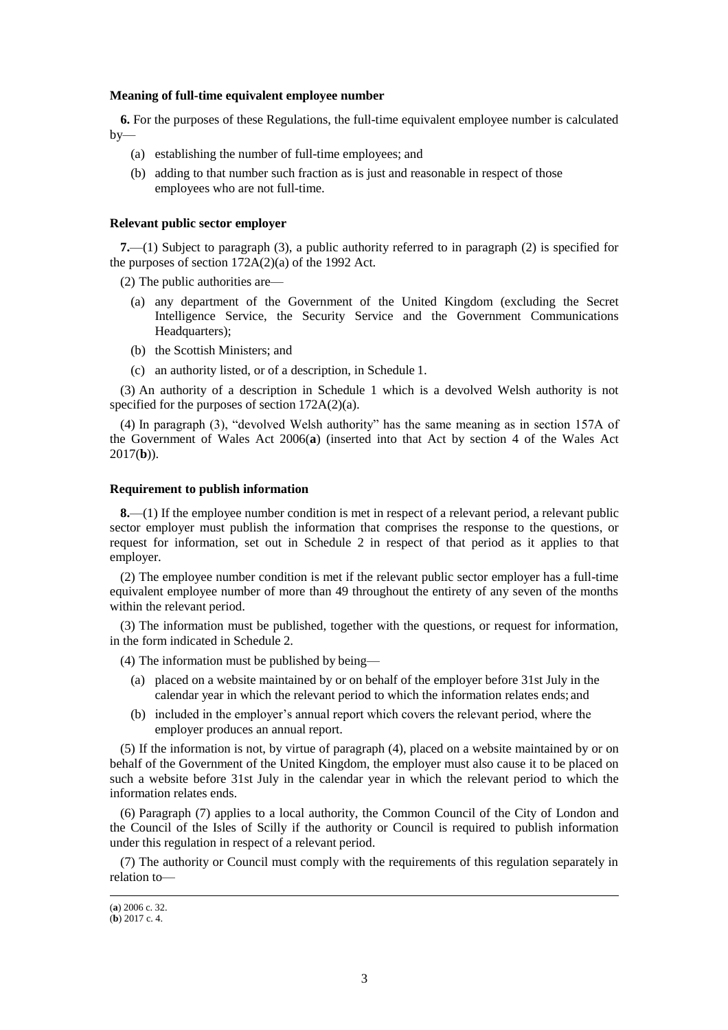**Meaning of full-time equivalent employee number**

**6.** For the purposes of these Regulations, the full-time equivalent employee number is calculated by—

(a) establishing the number of full-time employees; and

(b) adding to that number such fraction as is just and reasonable in respect of those employees who are not full-time.

**Relevant public sector employer**

**7.**—(1) Subject to paragraph (3), a public authority referred to in paragraph (2) is specified for the purposes of section 172A(2)(a) of the 1992 Act.

(2) The public authorities are—

(a) any department of the Government of the United Kingdom (excluding the Secret Intelligence Service, the Security Service and the Government Communications Headquarters);

(b) the Scottish Ministers; and

(c) an authority listed, or of a description, in Schedule 1.

(3) An authority of a description in Schedule 1 which is a devolved Welsh authority is not specified for the purposes of section 172A(2)(a).

(4) In paragraph (3), "devolved Welsh authority" has the same meaning as in section 157A of the Government of Wales Act 2006(**a**) (inserted into that Act by section 4 of the Wales Act 2017(**b**)).

**Requirement to publish information**

**8.**—(1) If the employee number condition is met in respect of a relevant period, a relevant public sector employer must publish the information that comprises the response to the questions, or request for information, set out in Schedule 2 in respect of that period as it applies to that employer.

(2) The employee number condition is met if the relevant public sector employer has a full-time equivalent employee number of more than 49 throughout the entirety of any seven of the months within the relevant period.

(3) The information must be published, together with the questions, or request for information, in the form indicated in Schedule 2.

(4) The information must be published by being—

(a) placed on a website maintained by or on behalf of the employer before 31st July in the calendar year in which the relevant period to which the information relates ends; and

(b) included in the employer's annual report which covers the relevant period, where the employer produces an annual report.

(5) If the information is not, by virtue of paragraph (4), placed on a website maintained by or on behalf of the Government of the United Kingdom, the employer must also cause it to be placed on such a website before 31st July in the calendar year in which the relevant period to which the information relates ends.

(6) Paragraph (7) applies to a local authority, the Common Council of the City of London and the Council of the Isles of Scilly if the authority or Council is required to publish information under this regulation in respect of a relevant period.

(7) The authority or Council must comply with the requirements of this regulation separately in relation to—

---

(**a**) 2006 c. 32.
(**b**) 2017 c. 4.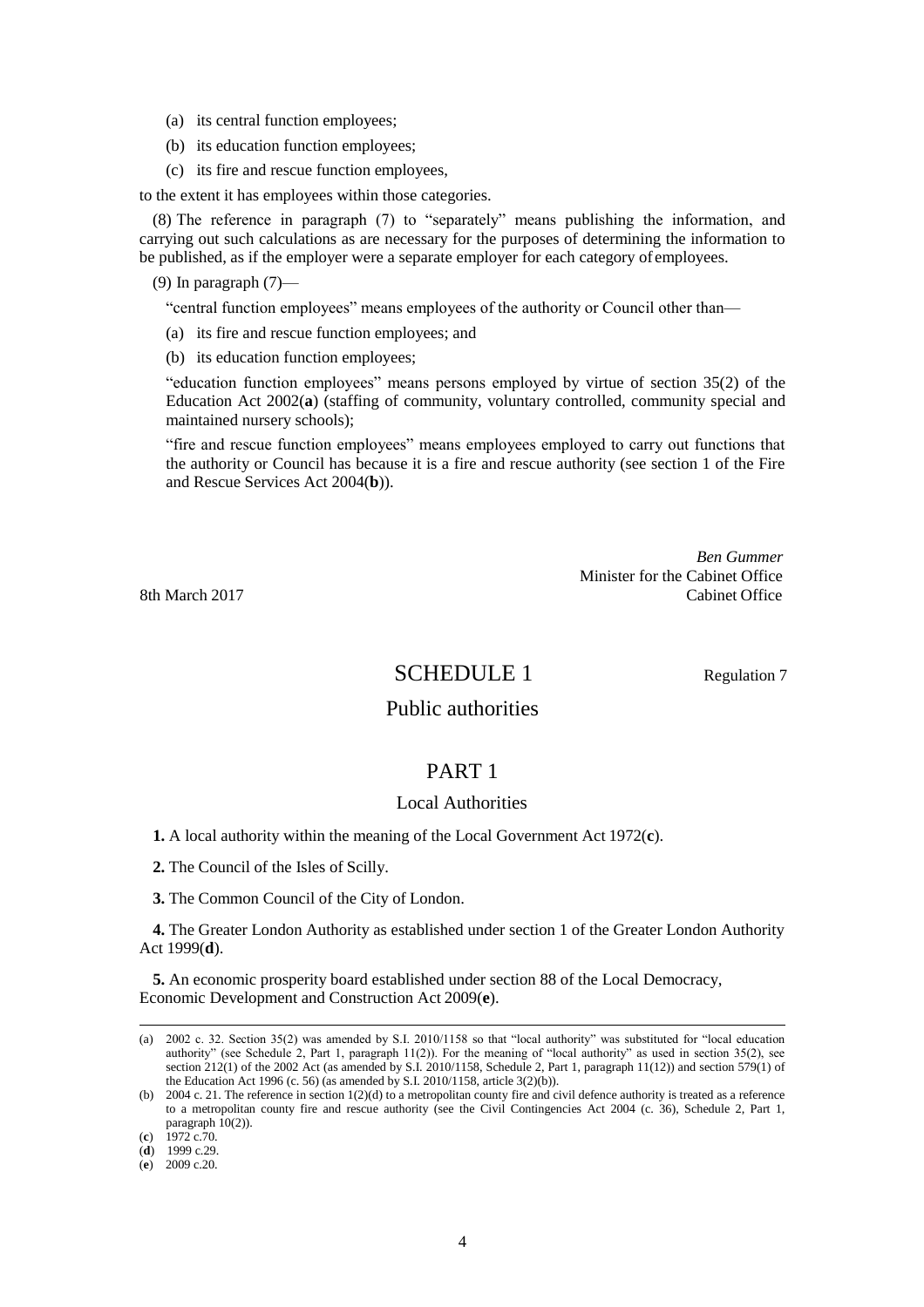(a) its central function employees;

(b) its education function employees;

(c) its fire and rescue function employees,

to the extent it has employees within those categories.

(8) The reference in paragraph (7) to "separately" means publishing the information, and carrying out such calculations as are necessary for the purposes of determining the information to be published, as if the employer were a separate employer for each category of employees.

(9) In paragraph (7)—

"central function employees" means employees of the authority or Council other than—

(a) its fire and rescue function employees; and

(b) its education function employees;

"education function employees" means persons employed by virtue of section 35(2) of the Education Act 2002(**a**) (staffing of community, voluntary controlled, community special and maintained nursery schools);

"fire and rescue function employees" means employees employed to carry out functions that the authority or Council has because it is a fire and rescue authority (see section 1 of the Fire and Rescue Services Act 2004(**b**)).

*Ben Gummer*
Minister for the Cabinet Office
Cabinet Office

8th March 2017

# SCHEDULE 1

Regulation 7

## Public authorities

## PART 1

### Local Authorities

**1.** A local authority within the meaning of the Local Government Act 1972(**c**).

**2.** The Council of the Isles of Scilly.

**3.** The Common Council of the City of London.

**4.** The Greater London Authority as established under section 1 of the Greater London Authority Act 1999(**d**).

**5.** An economic prosperity board established under section 88 of the Local Democracy, Economic Development and Construction Act 2009(**e**).

---

(a) 2002 c. 32. Section 35(2) was amended by S.I. 2010/1158 so that "local authority" was substituted for "local education authority" (see Schedule 2, Part 1, paragraph 11(2)). For the meaning of "local authority" as used in section 35(2), see section 212(1) of the 2002 Act (as amended by S.I. 2010/1158, Schedule 2, Part 1, paragraph 11(12)) and section 579(1) of the Education Act 1996 (c. 56) (as amended by S.I. 2010/1158, article 3(2)(b)).

(b) 2004 c. 21. The reference in section 1(2)(d) to a metropolitan county fire and civil defence authority is treated as a reference to a metropolitan county fire and rescue authority (see the Civil Contingencies Act 2004 (c. 36), Schedule 2, Part 1, paragraph 10(2)).

(**c**) 1972 c.70.

(**d**) 1999 c.29.

(**e**) 2009 c.20.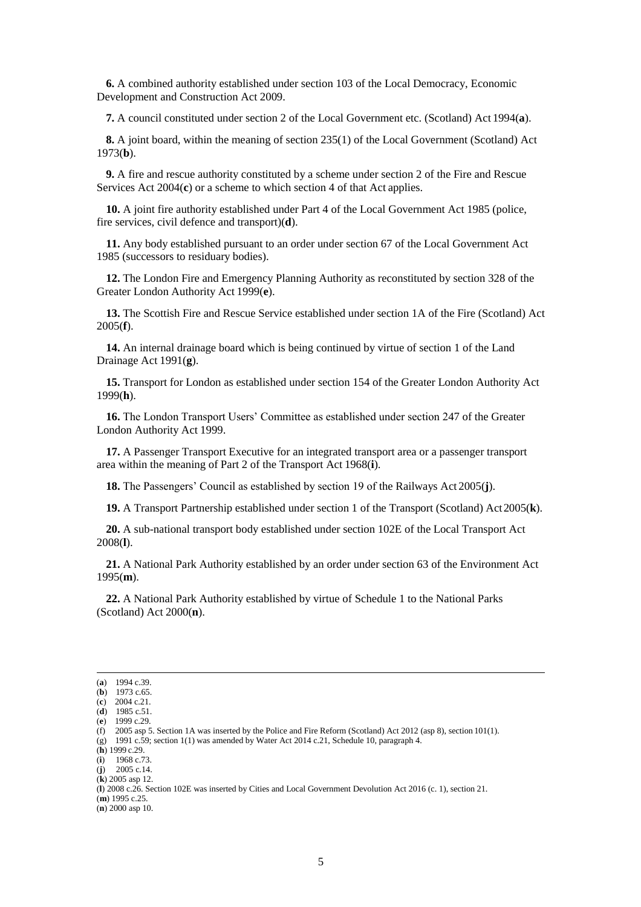**6.** A combined authority established under section 103 of the Local Democracy, Economic Development and Construction Act 2009.

**7.** A council constituted under section 2 of the Local Government etc. (Scotland) Act 1994(**a**).

**8.** A joint board, within the meaning of section 235(1) of the Local Government (Scotland) Act 1973(**b**).

**9.** A fire and rescue authority constituted by a scheme under section 2 of the Fire and Rescue Services Act 2004(**c**) or a scheme to which section 4 of that Act applies.

**10.** A joint fire authority established under Part 4 of the Local Government Act 1985 (police, fire services, civil defence and transport)(**d**).

**11.** Any body established pursuant to an order under section 67 of the Local Government Act 1985 (successors to residuary bodies).

**12.** The London Fire and Emergency Planning Authority as reconstituted by section 328 of the Greater London Authority Act 1999(**e**).

**13.** The Scottish Fire and Rescue Service established under section 1A of the Fire (Scotland) Act 2005(**f**).

**14.** An internal drainage board which is being continued by virtue of section 1 of the Land Drainage Act 1991(**g**).

**15.** Transport for London as established under section 154 of the Greater London Authority Act 1999(**h**).

**16.** The London Transport Users' Committee as established under section 247 of the Greater London Authority Act 1999.

**17.** A Passenger Transport Executive for an integrated transport area or a passenger transport area within the meaning of Part 2 of the Transport Act 1968(**i**).

**18.** The Passengers' Council as established by section 19 of the Railways Act 2005(**j**).

**19.** A Transport Partnership established under section 1 of the Transport (Scotland) Act 2005(**k**).

**20.** A sub-national transport body established under section 102E of the Local Transport Act 2008(**l**).

**21.** A National Park Authority established by an order under section 63 of the Environment Act 1995(**m**).

**22.** A National Park Authority established by virtue of Schedule 1 to the National Parks (Scotland) Act 2000(**n**).

---

(**a**) 1994 c.39.
(**b**) 1973 c.65.
(**c**) 2004 c.21.
(**d**) 1985 c.51.
(**e**) 1999 c.29.
(f) 2005 asp 5. Section 1A was inserted by the Police and Fire Reform (Scotland) Act 2012 (asp 8), section 101(1).
(g) 1991 c.59; section 1(1) was amended by Water Act 2014 c.21, Schedule 10, paragraph 4.
(**h**) 1999 c.29.
(**i**) 1968 c.73.
(**j**) 2005 c.14.
(**k**) 2005 asp 12.
(**l**) 2008 c.26. Section 102E was inserted by Cities and Local Government Devolution Act 2016 (c. 1), section 21.
(**m**) 1995 c.25.
(**n**) 2000 asp 10.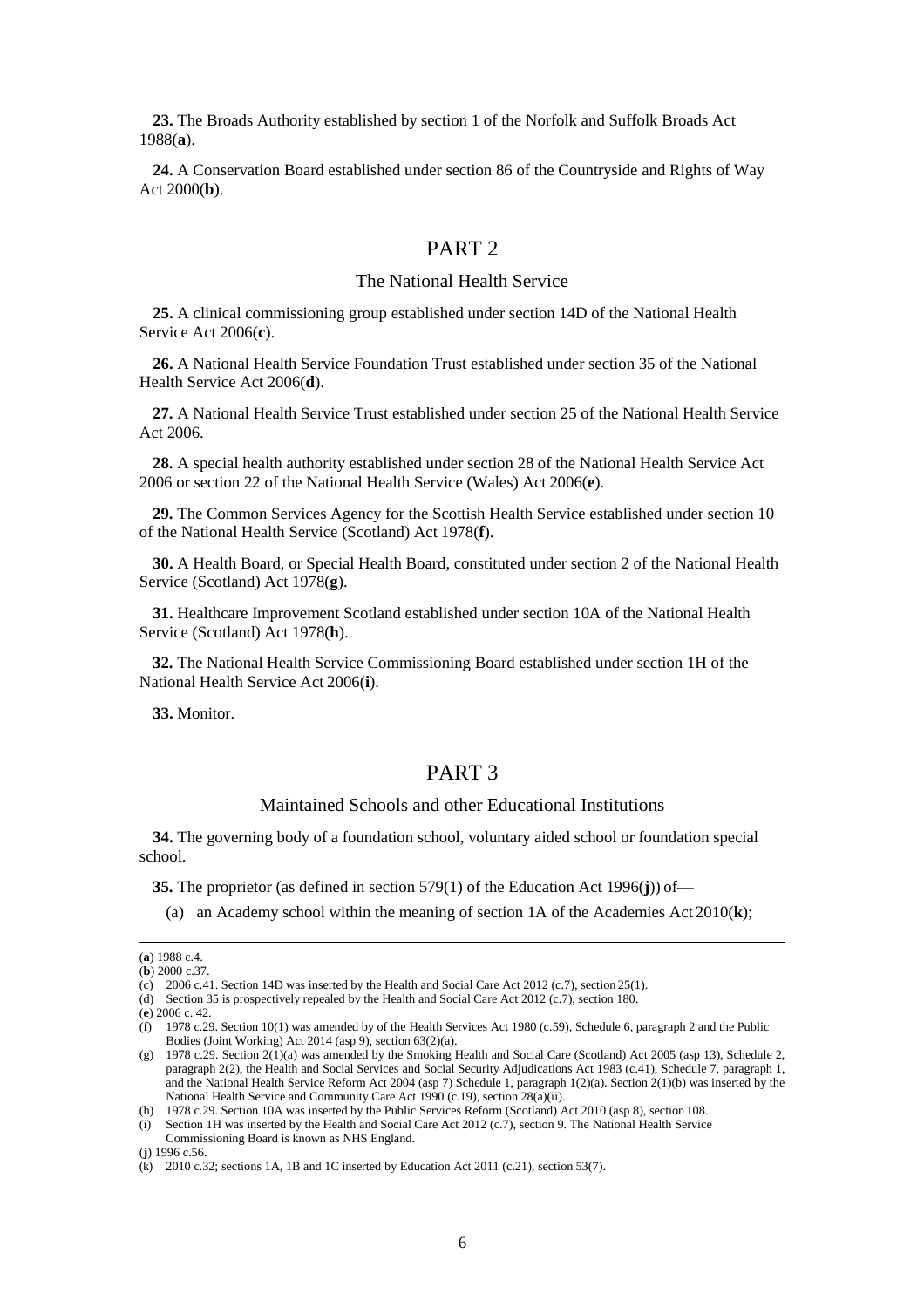**23.** The Broads Authority established by section 1 of the Norfolk and Suffolk Broads Act 1988(**a**).

**24.** A Conservation Board established under section 86 of the Countryside and Rights of Way Act 2000(**b**).

## PART 2

### The National Health Service

**25.** A clinical commissioning group established under section 14D of the National Health Service Act 2006(**c**).

**26.** A National Health Service Foundation Trust established under section 35 of the National Health Service Act 2006(**d**).

**27.** A National Health Service Trust established under section 25 of the National Health Service Act 2006.

**28.** A special health authority established under section 28 of the National Health Service Act 2006 or section 22 of the National Health Service (Wales) Act 2006(**e**).

**29.** The Common Services Agency for the Scottish Health Service established under section 10 of the National Health Service (Scotland) Act 1978(**f**).

**30.** A Health Board, or Special Health Board, constituted under section 2 of the National Health Service (Scotland) Act 1978(**g**).

**31.** Healthcare Improvement Scotland established under section 10A of the National Health Service (Scotland) Act 1978(**h**).

**32.** The National Health Service Commissioning Board established under section 1H of the National Health Service Act 2006(**i**).

**33.** Monitor.

## PART 3

### Maintained Schools and other Educational Institutions

**34.** The governing body of a foundation school, voluntary aided school or foundation special school.

**35.** The proprietor (as defined in section 579(1) of the Education Act 1996(**j**)) of—

(a) an Academy school within the meaning of section 1A of the Academies Act 2010(**k**);

---

(**a**) 1988 c.4.

(**b**) 2000 c.37.

(c) 2006 c.41. Section 14D was inserted by the Health and Social Care Act 2012 (c.7), section 25(1).

(d) Section 35 is prospectively repealed by the Health and Social Care Act 2012 (c.7), section 180.

(**e**) 2006 c. 42.

(f) 1978 c.29. Section 10(1) was amended by of the Health Services Act 1980 (c.59), Schedule 6, paragraph 2 and the Public Bodies (Joint Working) Act 2014 (asp 9), section 63(2)(a).

(g) 1978 c.29. Section 2(1)(a) was amended by the Smoking Health and Social Care (Scotland) Act 2005 (asp 13), Schedule 2, paragraph 2(2), the Health and Social Services and Social Security Adjudications Act 1983 (c.41), Schedule 7, paragraph 1, and the National Health Service Reform Act 2004 (asp 7) Schedule 1, paragraph 1(2)(a). Section 2(1)(b) was inserted by the National Health Service and Community Care Act 1990 (c.19), section 28(a)(ii).

(h) 1978 c.29. Section 10A was inserted by the Public Services Reform (Scotland) Act 2010 (asp 8), section 108.

(i) Section 1H was inserted by the Health and Social Care Act 2012 (c.7), section 9. The National Health Service Commissioning Board is known as NHS England.

(**j**) 1996 c.56.

(k) 2010 c.32; sections 1A, 1B and 1C inserted by Education Act 2011 (c.21), section 53(7).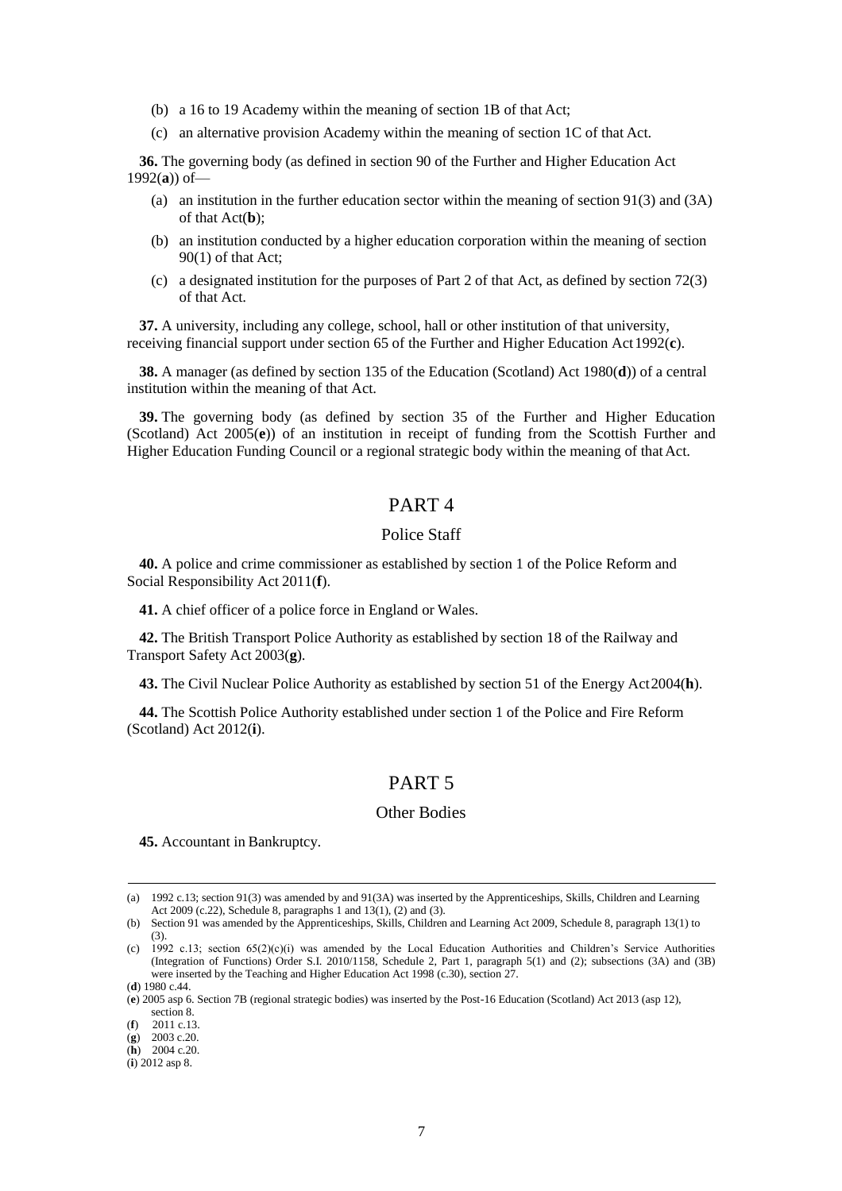(b) a 16 to 19 Academy within the meaning of section 1B of that Act;

(c) an alternative provision Academy within the meaning of section 1C of that Act.

**36.** The governing body (as defined in section 90 of the Further and Higher Education Act 1992(**a**)) of—

(a) an institution in the further education sector within the meaning of section 91(3) and (3A) of that Act(**b**);

(b) an institution conducted by a higher education corporation within the meaning of section 90(1) of that Act;

(c) a designated institution for the purposes of Part 2 of that Act, as defined by section 72(3) of that Act.

**37.** A university, including any college, school, hall or other institution of that university, receiving financial support under section 65 of the Further and Higher Education Act 1992(**c**).

**38.** A manager (as defined by section 135 of the Education (Scotland) Act 1980(**d**)) of a central institution within the meaning of that Act.

**39.** The governing body (as defined by section 35 of the Further and Higher Education (Scotland) Act 2005(**e**)) of an institution in receipt of funding from the Scottish Further and Higher Education Funding Council or a regional strategic body within the meaning of that Act.

## PART 4

### Police Staff

**40.** A police and crime commissioner as established by section 1 of the Police Reform and Social Responsibility Act 2011(**f**).

**41.** A chief officer of a police force in England or Wales.

**42.** The British Transport Police Authority as established by section 18 of the Railway and Transport Safety Act 2003(**g**).

**43.** The Civil Nuclear Police Authority as established by section 51 of the Energy Act 2004(**h**).

**44.** The Scottish Police Authority established under section 1 of the Police and Fire Reform (Scotland) Act 2012(**i**).

## PART 5

### Other Bodies

**45.** Accountant in Bankruptcy.

---

(a) 1992 c.13; section 91(3) was amended by and 91(3A) was inserted by the Apprenticeships, Skills, Children and Learning Act 2009 (c.22), Schedule 8, paragraphs 1 and 13(1), (2) and (3).

(b) Section 91 was amended by the Apprenticeships, Skills, Children and Learning Act 2009, Schedule 8, paragraph 13(1) to (3).

(c) 1992 c.13; section 65(2)(c)(i) was amended by the Local Education Authorities and Children's Service Authorities (Integration of Functions) Order S.I. 2010/1158, Schedule 2, Part 1, paragraph 5(1) and (2); subsections (3A) and (3B) were inserted by the Teaching and Higher Education Act 1998 (c.30), section 27.

(**d**) 1980 c.44.

(**e**) 2005 asp 6. Section 7B (regional strategic bodies) was inserted by the Post-16 Education (Scotland) Act 2013 (asp 12), section 8.

(**f**) 2011 c.13.

(**g**) 2003 c.20.

(**h**) 2004 c.20.

(**i**) 2012 asp 8.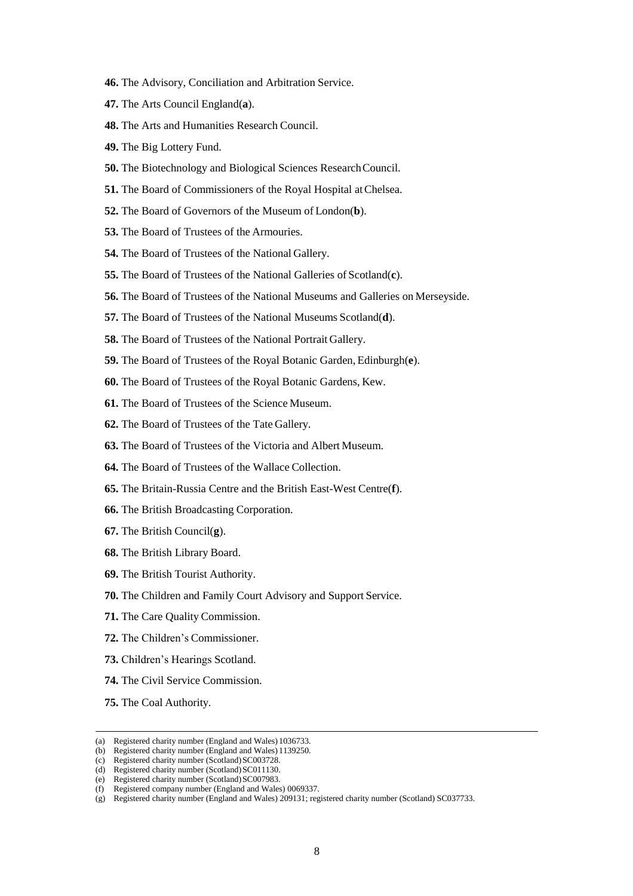**46.** The Advisory, Conciliation and Arbitration Service.

**47.** The Arts Council England(**a**).

**48.** The Arts and Humanities Research Council.

**49.** The Big Lottery Fund.

**50.** The Biotechnology and Biological Sciences Research Council.

**51.** The Board of Commissioners of the Royal Hospital at Chelsea.

**52.** The Board of Governors of the Museum of London(**b**).

**53.** The Board of Trustees of the Armouries.

**54.** The Board of Trustees of the National Gallery.

**55.** The Board of Trustees of the National Galleries of Scotland(**c**).

**56.** The Board of Trustees of the National Museums and Galleries on Merseyside.

**57.** The Board of Trustees of the National Museums Scotland(**d**).

**58.** The Board of Trustees of the National Portrait Gallery.

**59.** The Board of Trustees of the Royal Botanic Garden, Edinburgh(**e**).

**60.** The Board of Trustees of the Royal Botanic Gardens, Kew.

**61.** The Board of Trustees of the Science Museum.

**62.** The Board of Trustees of the Tate Gallery.

**63.** The Board of Trustees of the Victoria and Albert Museum.

**64.** The Board of Trustees of the Wallace Collection.

**65.** The Britain-Russia Centre and the British East-West Centre(**f**).

**66.** The British Broadcasting Corporation.

**67.** The British Council(**g**).

**68.** The British Library Board.

**69.** The British Tourist Authority.

**70.** The Children and Family Court Advisory and Support Service.

**71.** The Care Quality Commission.

**72.** The Children's Commissioner.

**73.** Children's Hearings Scotland.

**74.** The Civil Service Commission.

**75.** The Coal Authority.

---

(a) Registered charity number (England and Wales) 1036733.
(b) Registered charity number (England and Wales) 1139250.
(c) Registered charity number (Scotland) SC003728.
(d) Registered charity number (Scotland) SC011130.
(e) Registered charity number (Scotland) SC007983.
(f) Registered company number (England and Wales) 0069337.
(g) Registered charity number (England and Wales) 209131; registered charity number (Scotland) SC037733.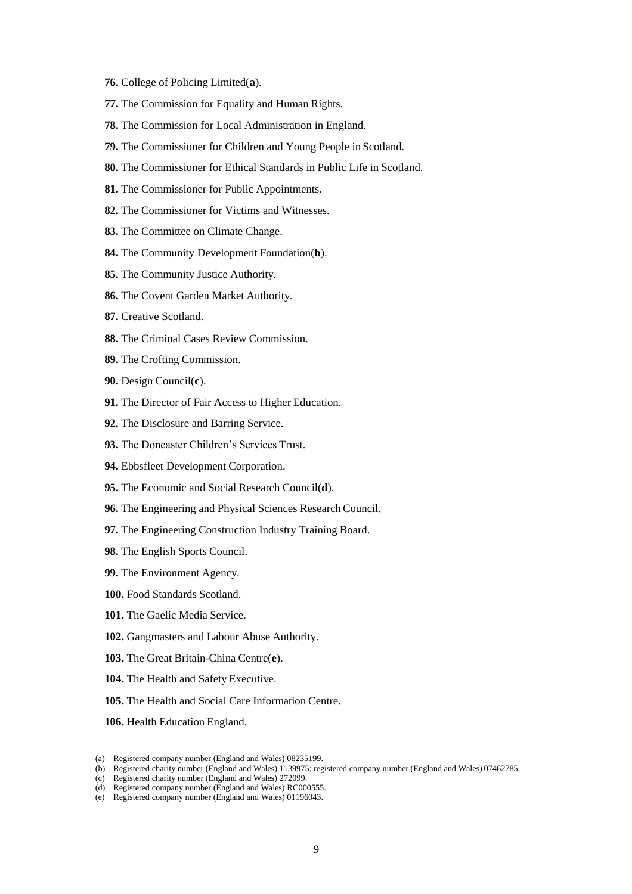**76.** College of Policing Limited(**a**).

**77.** The Commission for Equality and Human Rights.

**78.** The Commission for Local Administration in England.

**79.** The Commissioner for Children and Young People in Scotland.

**80.** The Commissioner for Ethical Standards in Public Life in Scotland.

**81.** The Commissioner for Public Appointments.

**82.** The Commissioner for Victims and Witnesses.

**83.** The Committee on Climate Change.

**84.** The Community Development Foundation(**b**).

**85.** The Community Justice Authority.

**86.** The Covent Garden Market Authority.

**87.** Creative Scotland.

**88.** The Criminal Cases Review Commission.

**89.** The Crofting Commission.

**90.** Design Council(**c**).

**91.** The Director of Fair Access to Higher Education.

**92.** The Disclosure and Barring Service.

**93.** The Doncaster Children's Services Trust.

**94.** Ebbsfleet Development Corporation.

**95.** The Economic and Social Research Council(**d**).

**96.** The Engineering and Physical Sciences Research Council.

**97.** The Engineering Construction Industry Training Board.

**98.** The English Sports Council.

**99.** The Environment Agency.

**100.** Food Standards Scotland.

**101.** The Gaelic Media Service.

**102.** Gangmasters and Labour Abuse Authority.

**103.** The Great Britain-China Centre(**e**).

**104.** The Health and Safety Executive.

**105.** The Health and Social Care Information Centre.

**106.** Health Education England.

---

(a) Registered company number (England and Wales) 08235199.

(b) Registered charity number (England and Wales) 1139975; registered company number (England and Wales) 07462785.

(c) Registered charity number (England and Wales) 272099.

(d) Registered company number (England and Wales) RC000555.

(e) Registered company number (England and Wales) 01196043.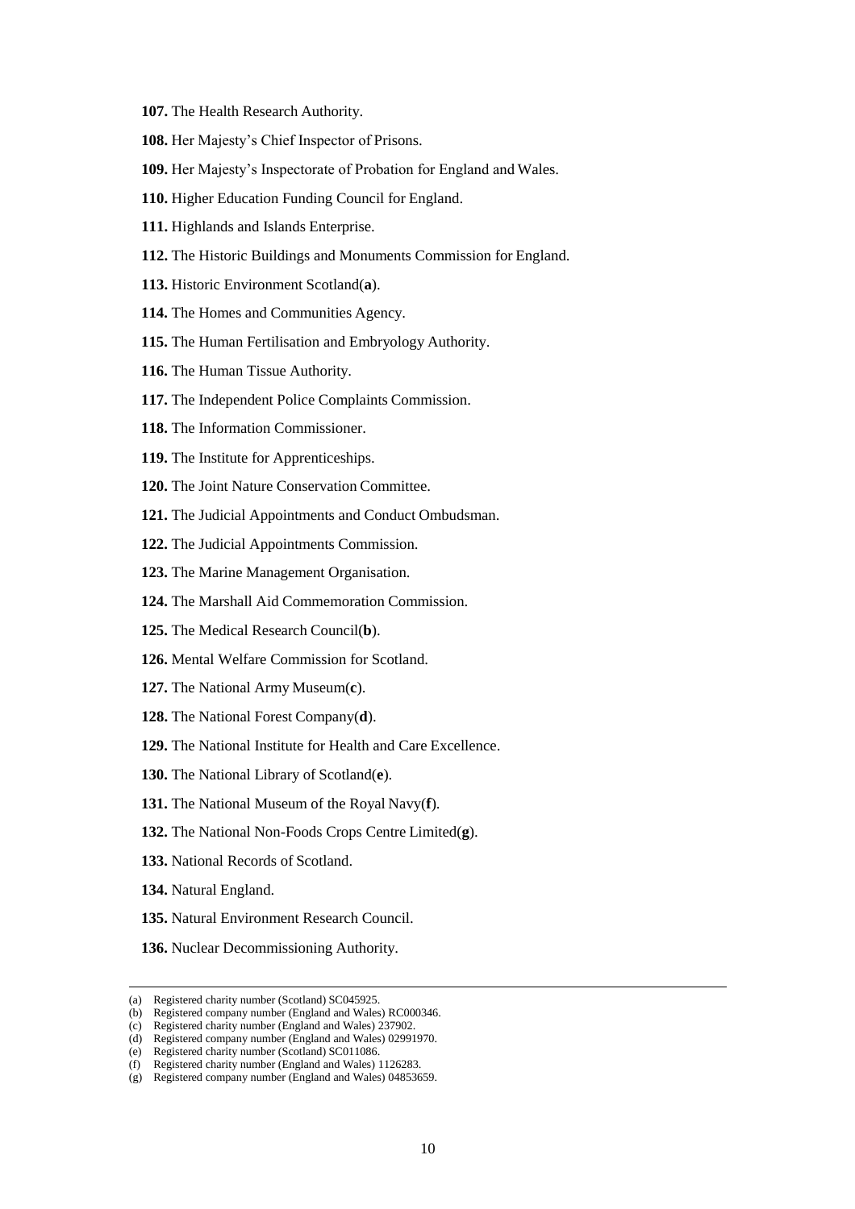**107.** The Health Research Authority.

**108.** Her Majesty's Chief Inspector of Prisons.

**109.** Her Majesty's Inspectorate of Probation for England and Wales.

**110.** Higher Education Funding Council for England.

**111.** Highlands and Islands Enterprise.

**112.** The Historic Buildings and Monuments Commission for England.

**113.** Historic Environment Scotland(**a**).

**114.** The Homes and Communities Agency.

**115.** The Human Fertilisation and Embryology Authority.

**116.** The Human Tissue Authority.

**117.** The Independent Police Complaints Commission.

**118.** The Information Commissioner.

**119.** The Institute for Apprenticeships.

**120.** The Joint Nature Conservation Committee.

**121.** The Judicial Appointments and Conduct Ombudsman.

**122.** The Judicial Appointments Commission.

**123.** The Marine Management Organisation.

**124.** The Marshall Aid Commemoration Commission.

**125.** The Medical Research Council(**b**).

**126.** Mental Welfare Commission for Scotland.

**127.** The National Army Museum(**c**).

**128.** The National Forest Company(**d**).

**129.** The National Institute for Health and Care Excellence.

**130.** The National Library of Scotland(**e**).

**131.** The National Museum of the Royal Navy(**f**).

**132.** The National Non-Foods Crops Centre Limited(**g**).

**133.** National Records of Scotland.

**134.** Natural England.

**135.** Natural Environment Research Council.

**136.** Nuclear Decommissioning Authority.

---

(a) Registered charity number (Scotland) SC045925.
(b) Registered company number (England and Wales) RC000346.
(c) Registered charity number (England and Wales) 237902.
(d) Registered company number (England and Wales) 02991970.
(e) Registered charity number (Scotland) SC011086.
(f) Registered charity number (England and Wales) 1126283.
(g) Registered company number (England and Wales) 04853659.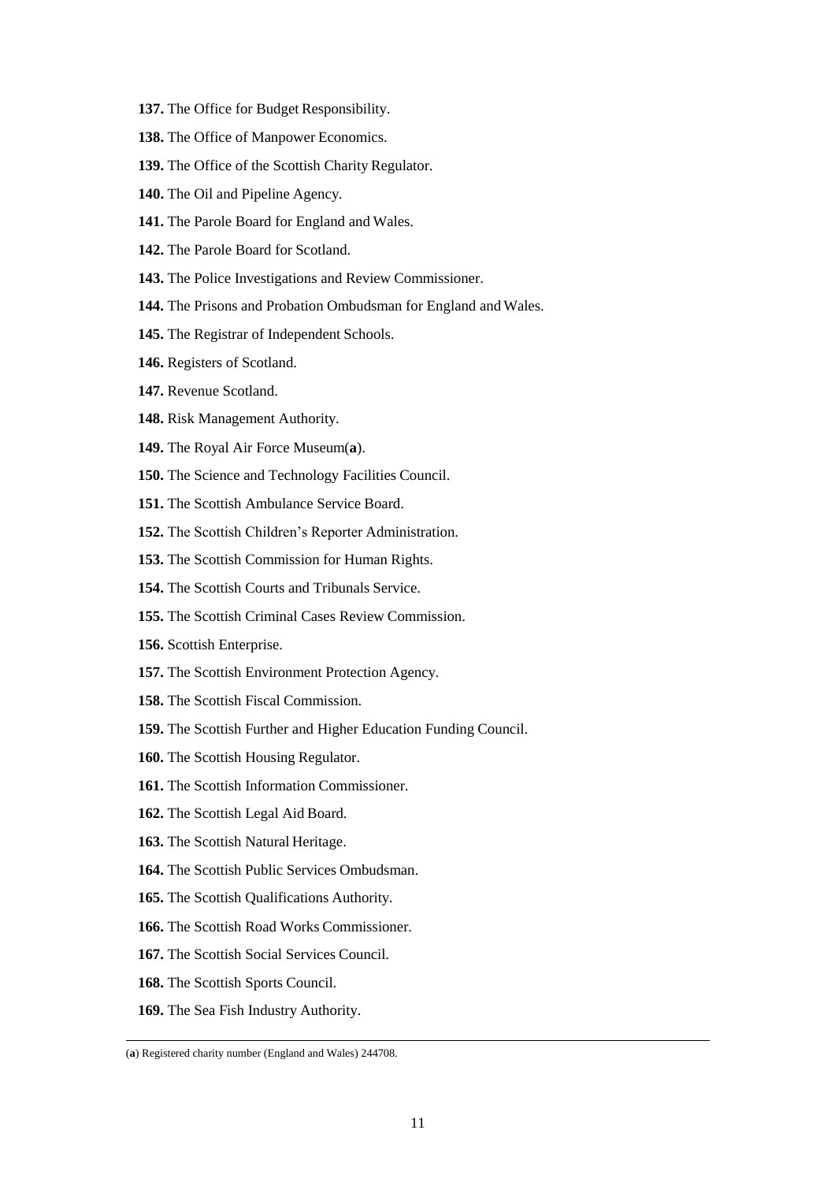**137.** The Office for Budget Responsibility.

**138.** The Office of Manpower Economics.

**139.** The Office of the Scottish Charity Regulator.

**140.** The Oil and Pipeline Agency.

**141.** The Parole Board for England and Wales.

**142.** The Parole Board for Scotland.

**143.** The Police Investigations and Review Commissioner.

**144.** The Prisons and Probation Ombudsman for England and Wales.

**145.** The Registrar of Independent Schools.

**146.** Registers of Scotland.

**147.** Revenue Scotland.

**148.** Risk Management Authority.

**149.** The Royal Air Force Museum(**a**).

**150.** The Science and Technology Facilities Council.

**151.** The Scottish Ambulance Service Board.

**152.** The Scottish Children's Reporter Administration.

**153.** The Scottish Commission for Human Rights.

**154.** The Scottish Courts and Tribunals Service.

**155.** The Scottish Criminal Cases Review Commission.

**156.** Scottish Enterprise.

**157.** The Scottish Environment Protection Agency.

**158.** The Scottish Fiscal Commission.

**159.** The Scottish Further and Higher Education Funding Council.

**160.** The Scottish Housing Regulator.

**161.** The Scottish Information Commissioner.

**162.** The Scottish Legal Aid Board.

**163.** The Scottish Natural Heritage.

**164.** The Scottish Public Services Ombudsman.

**165.** The Scottish Qualifications Authority.

**166.** The Scottish Road Works Commissioner.

**167.** The Scottish Social Services Council.

**168.** The Scottish Sports Council.

**169.** The Sea Fish Industry Authority.

---

(**a**) Registered charity number (England and Wales) 244708.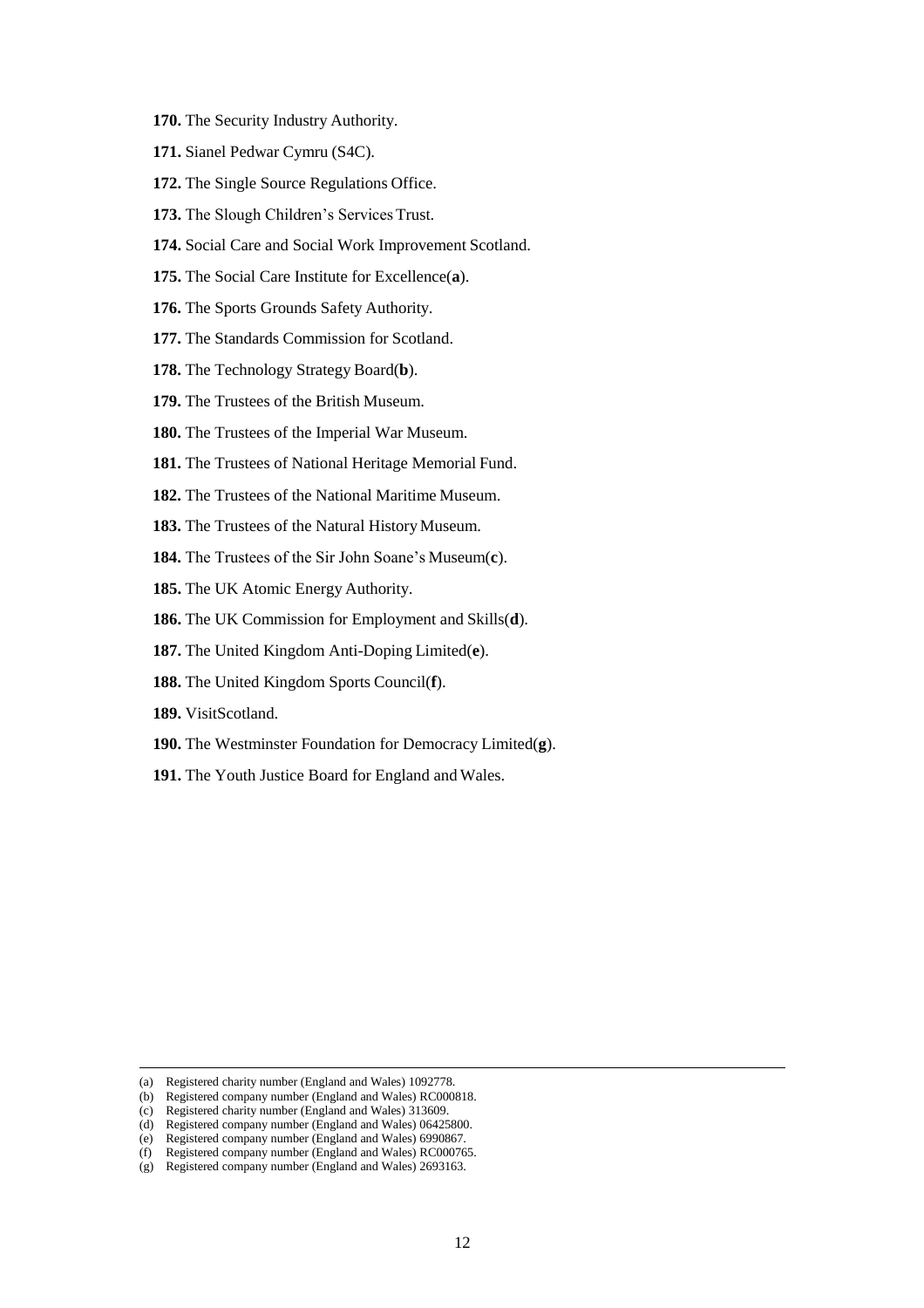**170.** The Security Industry Authority.

**171.** Sianel Pedwar Cymru (S4C).

**172.** The Single Source Regulations Office.

**173.** The Slough Children's Services Trust.

**174.** Social Care and Social Work Improvement Scotland.

**175.** The Social Care Institute for Excellence(**a**).

**176.** The Sports Grounds Safety Authority.

**177.** The Standards Commission for Scotland.

**178.** The Technology Strategy Board(**b**).

**179.** The Trustees of the British Museum.

**180.** The Trustees of the Imperial War Museum.

**181.** The Trustees of National Heritage Memorial Fund.

**182.** The Trustees of the National Maritime Museum.

**183.** The Trustees of the Natural History Museum.

**184.** The Trustees of the Sir John Soane's Museum(**c**).

**185.** The UK Atomic Energy Authority.

**186.** The UK Commission for Employment and Skills(**d**).

**187.** The United Kingdom Anti-Doping Limited(**e**).

**188.** The United Kingdom Sports Council(**f**).

**189.** VisitScotland.

**190.** The Westminster Foundation for Democracy Limited(**g**).

**191.** The Youth Justice Board for England and Wales.

---

(a) Registered charity number (England and Wales) 1092778.
(b) Registered company number (England and Wales) RC000818.
(c) Registered charity number (England and Wales) 313609.
(d) Registered company number (England and Wales) 06425800.
(e) Registered company number (England and Wales) 6990867.
(f) Registered company number (England and Wales) RC000765.
(g) Registered company number (England and Wales) 2693163.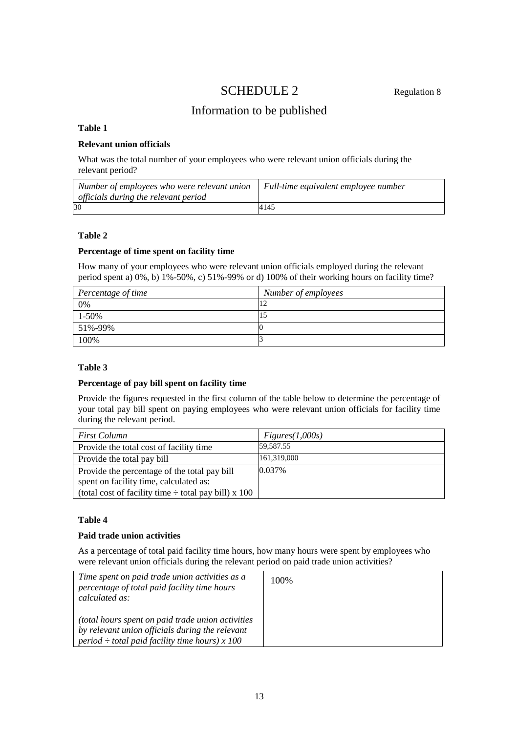# SCHEDULE 2

Regulation 8

## Information to be published

**Table 1**

**Relevant union officials**

What was the total number of your employees who were relevant union officials during the relevant period?

| *Number of employees who were relevant union officials during the relevant period* | *Full-time equivalent employee number* |
|---|---|
| 30 | 4145 |

**Table 2**

**Percentage of time spent on facility time**

How many of your employees who were relevant union officials employed during the relevant period spent a) 0%, b) 1%-50%, c) 51%-99% or d) 100% of their working hours on facility time?

| *Percentage of time* | *Number of employees* |
|---|---|
| 0% | 12 |
| 1-50% | 15 |
| 51%-99% | 0 |
| 100% | 3 |

**Table 3**

**Percentage of pay bill spent on facility time**

Provide the figures requested in the first column of the table below to determine the percentage of your total pay bill spent on paying employees who were relevant union officials for facility time during the relevant period.

| *First Column* | *Figures(1,000s)* |
|---|---|
| Provide the total cost of facility time | 59,587.55 |
| Provide the total pay bill | 161,319,000 |
| Provide the percentage of the total pay bill spent on facility time, calculated as: (total cost of facility time ÷ total pay bill) x 100 | 0.037% |

**Table 4**

**Paid trade union activities**

As a percentage of total paid facility time hours, how many hours were spent by employees who were relevant union officials during the relevant period on paid trade union activities?

| *Time spent on paid trade union activities as a percentage of total paid facility time hours calculated as:* *(total hours spent on paid trade union activities by relevant union officials during the relevant period ÷ total paid facility time hours) x 100* | 100% |
|---|---|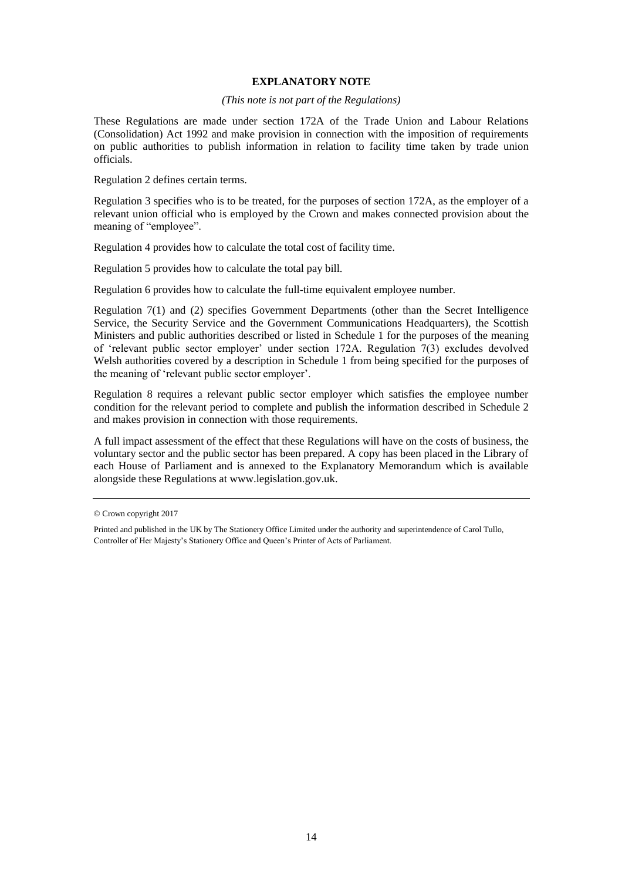## EXPLANATORY NOTE

*(This note is not part of the Regulations)*

These Regulations are made under section 172A of the Trade Union and Labour Relations (Consolidation) Act 1992 and make provision in connection with the imposition of requirements on public authorities to publish information in relation to facility time taken by trade union officials.

Regulation 2 defines certain terms.

Regulation 3 specifies who is to be treated, for the purposes of section 172A, as the employer of a relevant union official who is employed by the Crown and makes connected provision about the meaning of "employee".

Regulation 4 provides how to calculate the total cost of facility time.

Regulation 5 provides how to calculate the total pay bill.

Regulation 6 provides how to calculate the full-time equivalent employee number.

Regulation 7(1) and (2) specifies Government Departments (other than the Secret Intelligence Service, the Security Service and the Government Communications Headquarters), the Scottish Ministers and public authorities described or listed in Schedule 1 for the purposes of the meaning of 'relevant public sector employer' under section 172A. Regulation 7(3) excludes devolved Welsh authorities covered by a description in Schedule 1 from being specified for the purposes of the meaning of 'relevant public sector employer'.

Regulation 8 requires a relevant public sector employer which satisfies the employee number condition for the relevant period to complete and publish the information described in Schedule 2 and makes provision in connection with those requirements.

A full impact assessment of the effect that these Regulations will have on the costs of business, the voluntary sector and the public sector has been prepared. A copy has been placed in the Library of each House of Parliament and is annexed to the Explanatory Memorandum which is available alongside these Regulations at www.legislation.gov.uk.

---

© Crown copyright 2017

Printed and published in the UK by The Stationery Office Limited under the authority and superintendence of Carol Tullo, Controller of Her Majesty's Stationery Office and Queen's Printer of Acts of Parliament.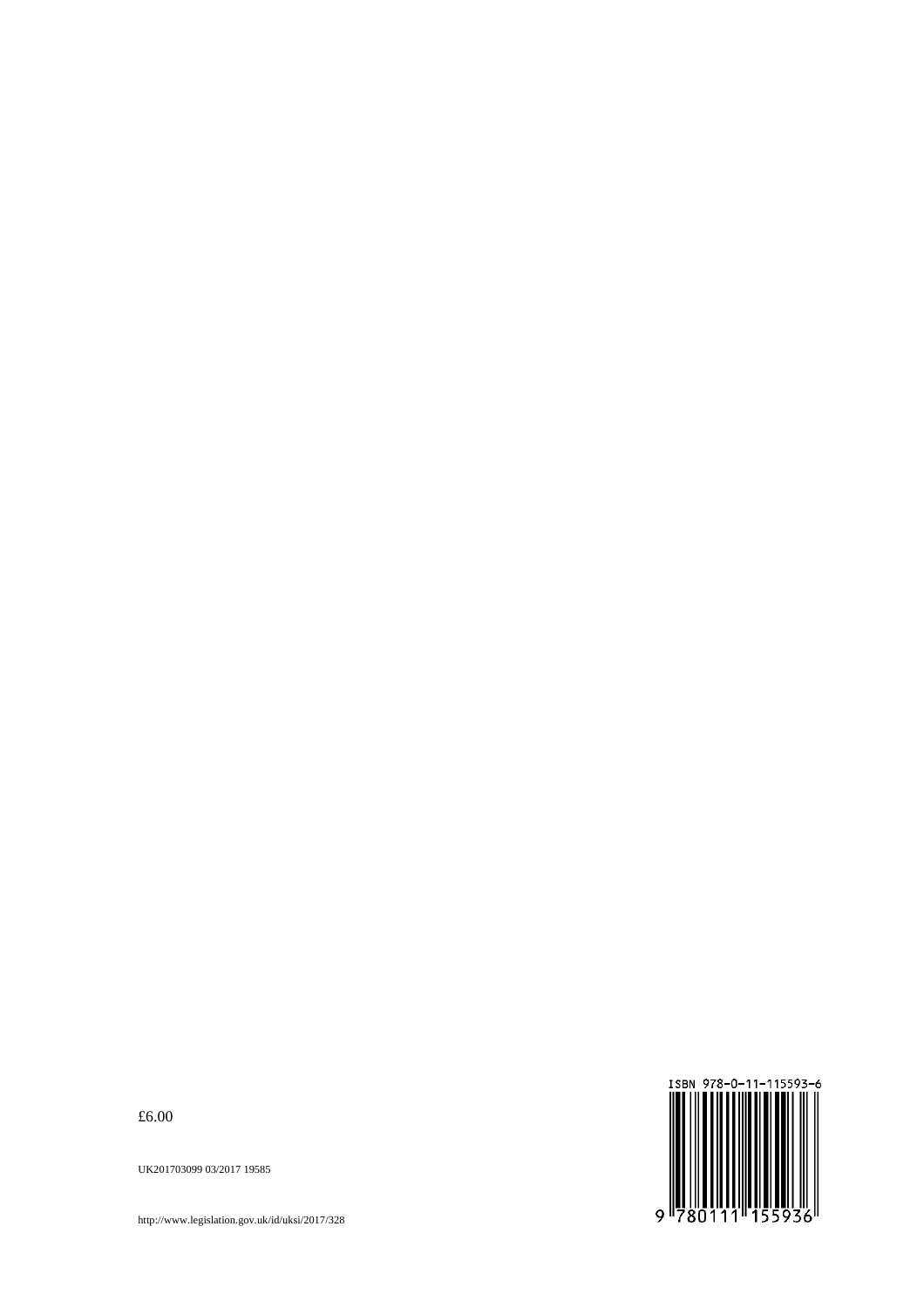£6.00

UK201703099 03/2017 19585

http://www.legislation.gov.uk/id/uksi/2017/328

ISBN 978-0-11-115593-6

9 780111 155936